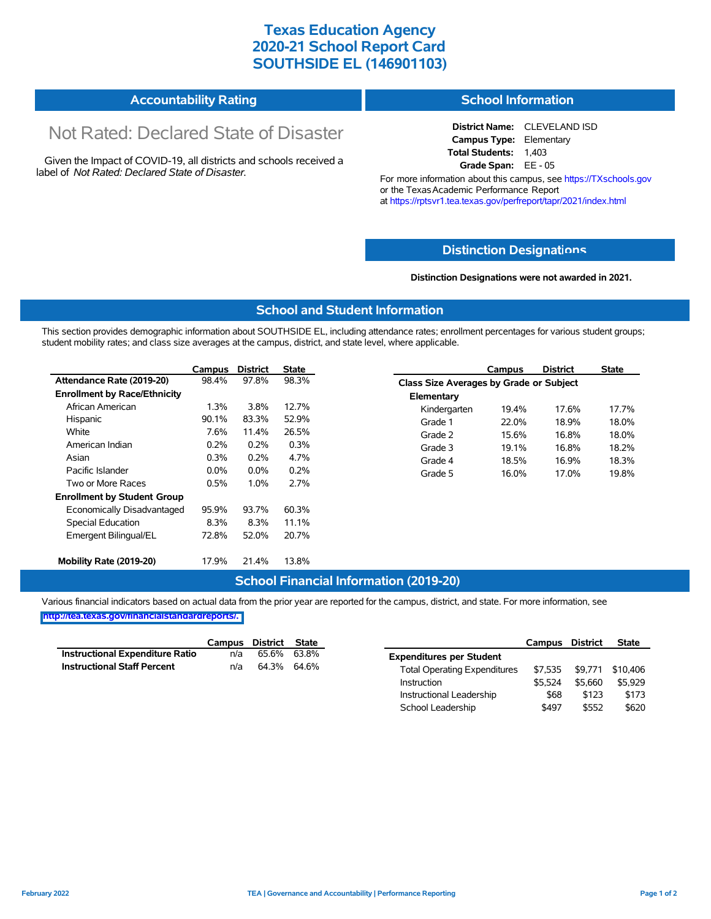# Texas Education Agency
# 2020-21 School Report Card
# SOUTHSIDE EL (146901103)

## Accountability Rating

Not Rated: Declared State of Disaster

Given the Impact of COVID-19, all districts and schools received a label of *Not Rated: Declared State of Disaster*.

## School Information

**District Name:** CLEVELAND ISD
**Campus Type:** Elementary
**Total Students:** 1,403
**Grade Span:** EE - 05

For more information about this campus, see https://TXschools.gov or the Texas Academic Performance Report at https://rptsvr1.tea.texas.gov/perfreport/tapr/2021/index.html

## Distinction Designations

**Distinction Designations were not awarded in 2021.**

## School and Student Information

This section provides demographic information about SOUTHSIDE EL, including attendance rates; enrollment percentages for various student groups; student mobility rates; and class size averages at the campus, district, and state level, where applicable.

| | Campus | District | State |
|---|---|---|---|
| **Attendance Rate (2019-20)** | 98.4% | 97.8% | 98.3% |
| **Enrollment by Race/Ethnicity** | | | |
| African American | 1.3% | 3.8% | 12.7% |
| Hispanic | 90.1% | 83.3% | 52.9% |
| White | 7.6% | 11.4% | 26.5% |
| American Indian | 0.2% | 0.2% | 0.3% |
| Asian | 0.3% | 0.2% | 4.7% |
| Pacific Islander | 0.0% | 0.0% | 0.2% |
| Two or More Races | 0.5% | 1.0% | 2.7% |
| **Enrollment by Student Group** | | | |
| Economically Disadvantaged | 95.9% | 93.7% | 60.3% |
| Special Education | 8.3% | 8.3% | 11.1% |
| Emergent Bilingual/EL | 72.8% | 52.0% | 20.7% |
| **Mobility Rate (2019-20)** | 17.9% | 21.4% | 13.8% |

| | Campus | District | State |
|---|---|---|---|
| **Class Size Averages by Grade or Subject** | | | |
| **Elementary** | | | |
| Kindergarten | 19.4% | 17.6% | 17.7% |
| Grade 1 | 22.0% | 18.9% | 18.0% |
| Grade 2 | 15.6% | 16.8% | 18.0% |
| Grade 3 | 19.1% | 16.8% | 18.2% |
| Grade 4 | 18.5% | 16.9% | 18.3% |
| Grade 5 | 16.0% | 17.0% | 19.8% |

## School Financial Information (2019-20)

Various financial indicators based on actual data from the prior year are reported for the campus, district, and state. For more information, see http://tea.texas.gov/financialstandardreports/.

| | Campus | District | State |
|---|---|---|---|
| **Instructional Expenditure Ratio** | n/a | 65.6% | 63.8% |
| **Instructional Staff Percent** | n/a | 64.3% | 64.6% |

| | Campus | District | State |
|---|---|---|---|
| **Expenditures per Student** | | | |
| Total Operating Expenditures | $7,535 | $9,771 | $10,406 |
| Instruction | $5,524 | $5,660 | $5,929 |
| Instructional Leadership | $68 | $123 | $173 |
| School Leadership | $497 | $552 | $620 |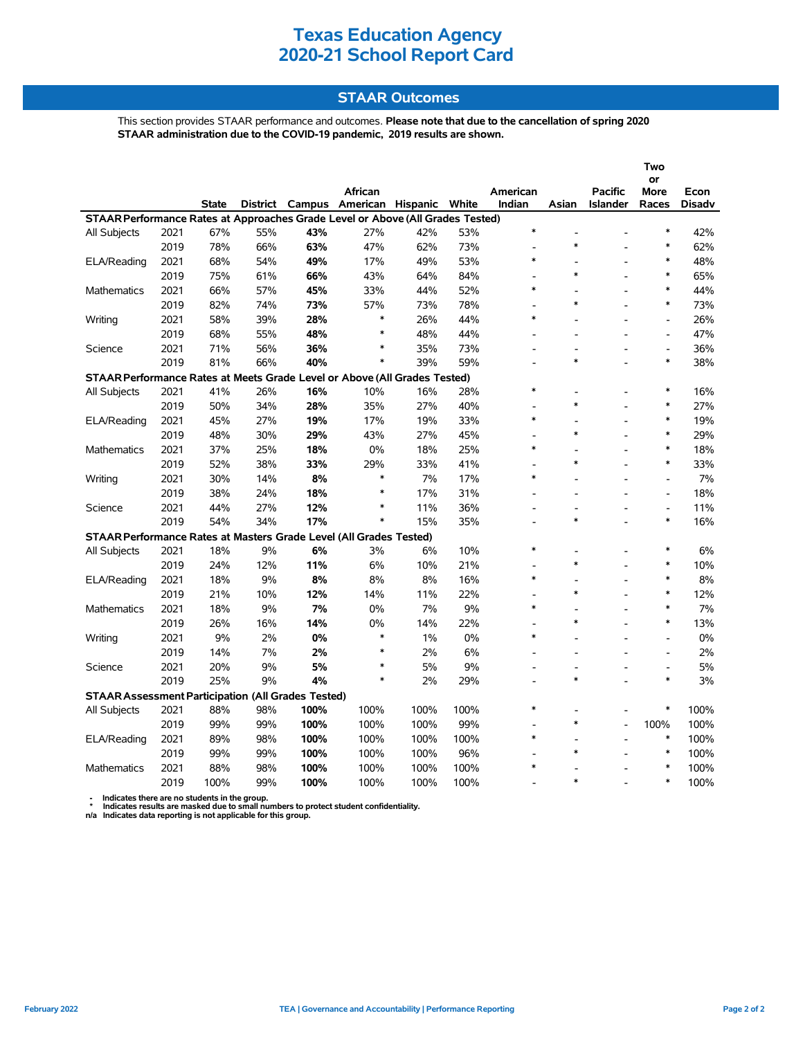# Texas Education Agency
# 2020-21 School Report Card

## STAAR Outcomes

This section provides STAAR performance and outcomes. **Please note that due to the cancellation of spring 2020 STAAR administration due to the COVID-19 pandemic, 2019 results are shown.**

| | | State | District | Campus | African American | Hispanic | White | American Indian | Asian | Pacific Islander | Two or More Races | Econ Disadv |
|---|---|---|---|---|---|---|---|---|---|---|---|---|
| **STAAR Performance Rates at Approaches Grade Level or Above (All Grades Tested)** | | | | | | | | | | | | |
| All Subjects | 2021 | 67% | 55% | **43%** | 27% | 42% | 53% | * | - | - | * | 42% |
| | 2019 | 78% | 66% | **63%** | 47% | 62% | 73% | - | * | - | * | 62% |
| ELA/Reading | 2021 | 68% | 54% | **49%** | 17% | 49% | 53% | * | - | - | * | 48% |
| | 2019 | 75% | 61% | **66%** | 43% | 64% | 84% | - | * | - | * | 65% |
| Mathematics | 2021 | 66% | 57% | **45%** | 33% | 44% | 52% | * | - | - | * | 44% |
| | 2019 | 82% | 74% | **73%** | 57% | 73% | 78% | - | * | - | * | 73% |
| Writing | 2021 | 58% | 39% | **28%** | * | 26% | 44% | * | - | - | - | 26% |
| | 2019 | 68% | 55% | **48%** | * | 48% | 44% | - | - | - | - | 47% |
| Science | 2021 | 71% | 56% | **36%** | * | 35% | 73% | - | - | - | - | 36% |
| | 2019 | 81% | 66% | **40%** | * | 39% | 59% | - | * | - | * | 38% |
| **STAAR Performance Rates at Meets Grade Level or Above (All Grades Tested)** | | | | | | | | | | | | |
| All Subjects | 2021 | 41% | 26% | **16%** | 10% | 16% | 28% | * | - | - | * | 16% |
| | 2019 | 50% | 34% | **28%** | 35% | 27% | 40% | - | * | - | * | 27% |
| ELA/Reading | 2021 | 45% | 27% | **19%** | 17% | 19% | 33% | * | - | - | * | 19% |
| | 2019 | 48% | 30% | **29%** | 43% | 27% | 45% | - | * | - | * | 29% |
| Mathematics | 2021 | 37% | 25% | **18%** | 0% | 18% | 25% | * | - | - | * | 18% |
| | 2019 | 52% | 38% | **33%** | 29% | 33% | 41% | - | * | - | * | 33% |
| Writing | 2021 | 30% | 14% | **8%** | * | 7% | 17% | * | - | - | - | 7% |
| | 2019 | 38% | 24% | **18%** | * | 17% | 31% | - | - | - | - | 18% |
| Science | 2021 | 44% | 27% | **12%** | * | 11% | 36% | - | - | - | - | 11% |
| | 2019 | 54% | 34% | **17%** | * | 15% | 35% | - | * | - | * | 16% |
| **STAAR Performance Rates at Masters Grade Level (All Grades Tested)** | | | | | | | | | | | | |
| All Subjects | 2021 | 18% | 9% | **6%** | 3% | 6% | 10% | * | - | - | * | 6% |
| | 2019 | 24% | 12% | **11%** | 6% | 10% | 21% | - | * | - | * | 10% |
| ELA/Reading | 2021 | 18% | 9% | **8%** | 8% | 8% | 16% | * | - | - | * | 8% |
| | 2019 | 21% | 10% | **12%** | 14% | 11% | 22% | - | * | - | * | 12% |
| Mathematics | 2021 | 18% | 9% | **7%** | 0% | 7% | 9% | * | - | - | * | 7% |
| | 2019 | 26% | 16% | **14%** | 0% | 14% | 22% | - | * | - | * | 13% |
| Writing | 2021 | 9% | 2% | **0%** | * | 1% | 0% | * | - | - | - | 0% |
| | 2019 | 14% | 7% | **2%** | * | 2% | 6% | - | - | - | - | 2% |
| Science | 2021 | 20% | 9% | **5%** | * | 5% | 9% | - | - | - | - | 5% |
| | 2019 | 25% | 9% | **4%** | * | 2% | 29% | - | * | - | * | 3% |
| **STAAR Assessment Participation (All Grades Tested)** | | | | | | | | | | | | |
| All Subjects | 2021 | 88% | 98% | **100%** | 100% | 100% | 100% | * | - | - | * | 100% |
| | 2019 | 99% | 99% | **100%** | 100% | 100% | 99% | - | * | - | 100% | 100% |
| ELA/Reading | 2021 | 89% | 98% | **100%** | 100% | 100% | 100% | * | - | - | * | 100% |
| | 2019 | 99% | 99% | **100%** | 100% | 100% | 96% | - | * | - | * | 100% |
| Mathematics | 2021 | 88% | 98% | **100%** | 100% | 100% | 100% | * | - | - | * | 100% |
| | 2019 | 100% | 99% | **100%** | 100% | 100% | 100% | - | * | - | * | 100% |

**-** Indicates there are no students in the group.
**\*** Indicates results are masked due to small numbers to protect student confidentiality.
**n/a** Indicates data reporting is not applicable for this group.